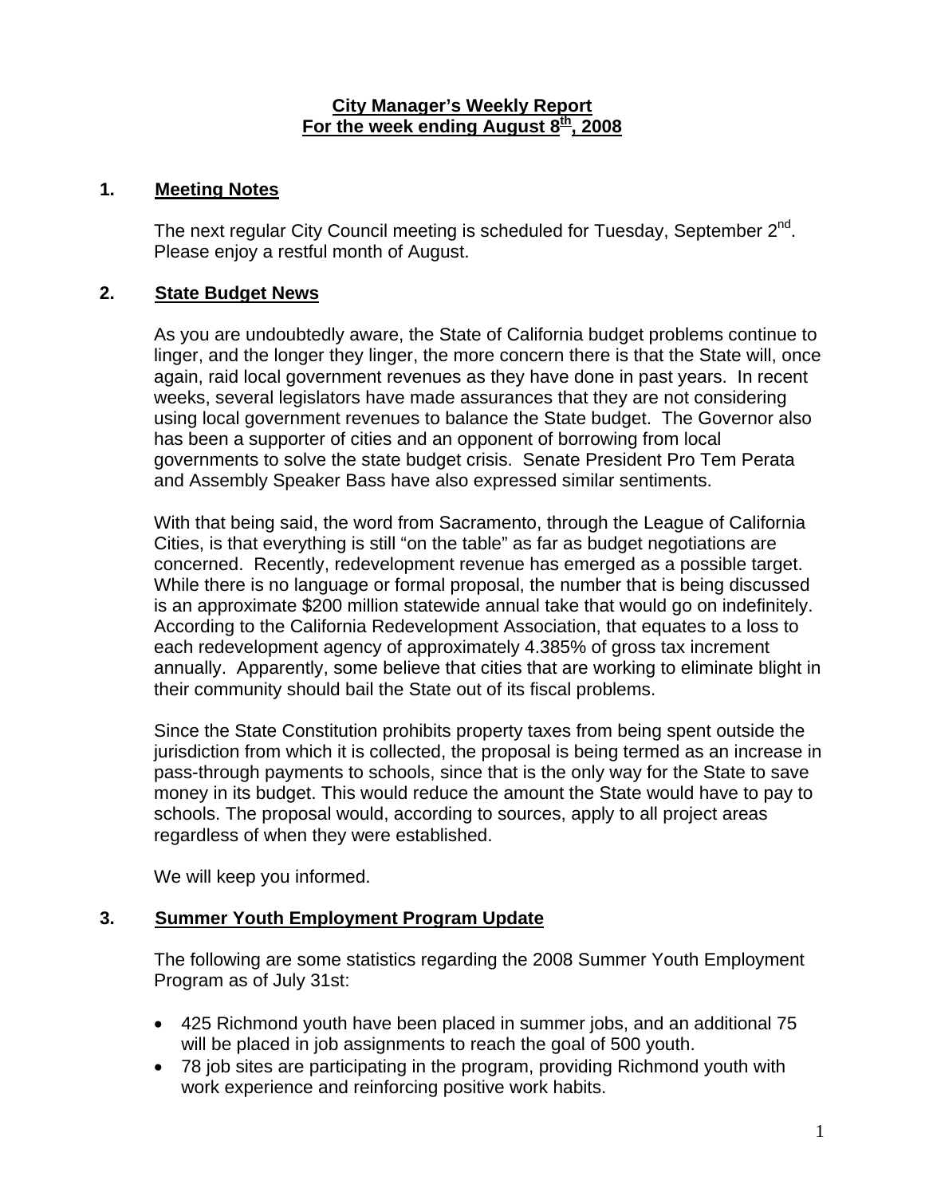# City Manager's Weekly Report
## For the week ending August 8th, 2008

## 1. Meeting Notes

The next regular City Council meeting is scheduled for Tuesday, September 2nd. Please enjoy a restful month of August.

## 2. State Budget News

As you are undoubtedly aware, the State of California budget problems continue to linger, and the longer they linger, the more concern there is that the State will, once again, raid local government revenues as they have done in past years. In recent weeks, several legislators have made assurances that they are not considering using local government revenues to balance the State budget. The Governor also has been a supporter of cities and an opponent of borrowing from local governments to solve the state budget crisis. Senate President Pro Tem Perata and Assembly Speaker Bass have also expressed similar sentiments.

With that being said, the word from Sacramento, through the League of California Cities, is that everything is still "on the table" as far as budget negotiations are concerned. Recently, redevelopment revenue has emerged as a possible target. While there is no language or formal proposal, the number that is being discussed is an approximate $200 million statewide annual take that would go on indefinitely. According to the California Redevelopment Association, that equates to a loss to each redevelopment agency of approximately 4.385% of gross tax increment annually. Apparently, some believe that cities that are working to eliminate blight in their community should bail the State out of its fiscal problems.

Since the State Constitution prohibits property taxes from being spent outside the jurisdiction from which it is collected, the proposal is being termed as an increase in pass-through payments to schools, since that is the only way for the State to save money in its budget. This would reduce the amount the State would have to pay to schools. The proposal would, according to sources, apply to all project areas regardless of when they were established.

We will keep you informed.

## 3. Summer Youth Employment Program Update

The following are some statistics regarding the 2008 Summer Youth Employment Program as of July 31st:

- 425 Richmond youth have been placed in summer jobs, and an additional 75 will be placed in job assignments to reach the goal of 500 youth.
- 78 job sites are participating in the program, providing Richmond youth with work experience and reinforcing positive work habits.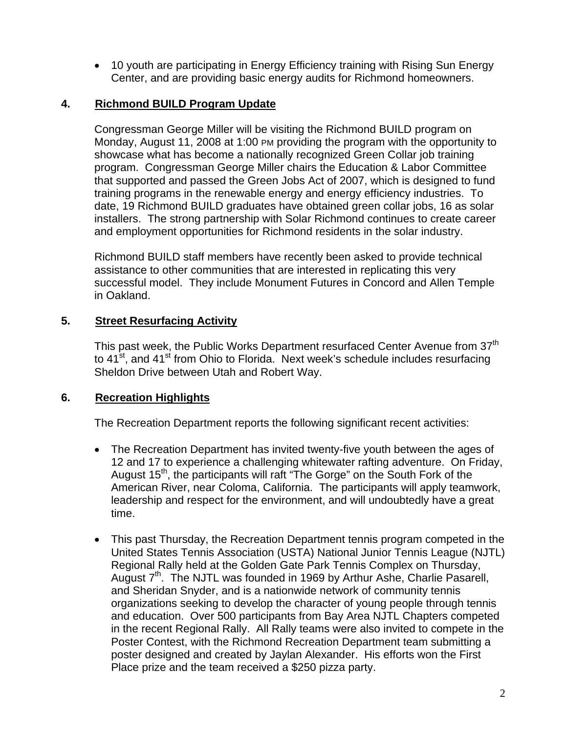- 10 youth are participating in Energy Efficiency training with Rising Sun Energy Center, and are providing basic energy audits for Richmond homeowners.

## 4. Richmond BUILD Program Update

Congressman George Miller will be visiting the Richmond BUILD program on Monday, August 11, 2008 at 1:00 PM providing the program with the opportunity to showcase what has become a nationally recognized Green Collar job training program. Congressman George Miller chairs the Education & Labor Committee that supported and passed the Green Jobs Act of 2007, which is designed to fund training programs in the renewable energy and energy efficiency industries. To date, 19 Richmond BUILD graduates have obtained green collar jobs, 16 as solar installers. The strong partnership with Solar Richmond continues to create career and employment opportunities for Richmond residents in the solar industry.

Richmond BUILD staff members have recently been asked to provide technical assistance to other communities that are interested in replicating this very successful model. They include Monument Futures in Concord and Allen Temple in Oakland.

## 5. Street Resurfacing Activity

This past week, the Public Works Department resurfaced Center Avenue from 37th to 41st, and 41st from Ohio to Florida. Next week's schedule includes resurfacing Sheldon Drive between Utah and Robert Way.

## 6. Recreation Highlights

The Recreation Department reports the following significant recent activities:

- The Recreation Department has invited twenty-five youth between the ages of 12 and 17 to experience a challenging whitewater rafting adventure. On Friday, August 15th, the participants will raft "The Gorge" on the South Fork of the American River, near Coloma, California. The participants will apply teamwork, leadership and respect for the environment, and will undoubtedly have a great time.

- This past Thursday, the Recreation Department tennis program competed in the United States Tennis Association (USTA) National Junior Tennis League (NJTL) Regional Rally held at the Golden Gate Park Tennis Complex on Thursday, August 7th. The NJTL was founded in 1969 by Arthur Ashe, Charlie Pasarell, and Sheridan Snyder, and is a nationwide network of community tennis organizations seeking to develop the character of young people through tennis and education. Over 500 participants from Bay Area NJTL Chapters competed in the recent Regional Rally. All Rally teams were also invited to compete in the Poster Contest, with the Richmond Recreation Department team submitting a poster designed and created by Jaylan Alexander. His efforts won the First Place prize and the team received a $250 pizza party.